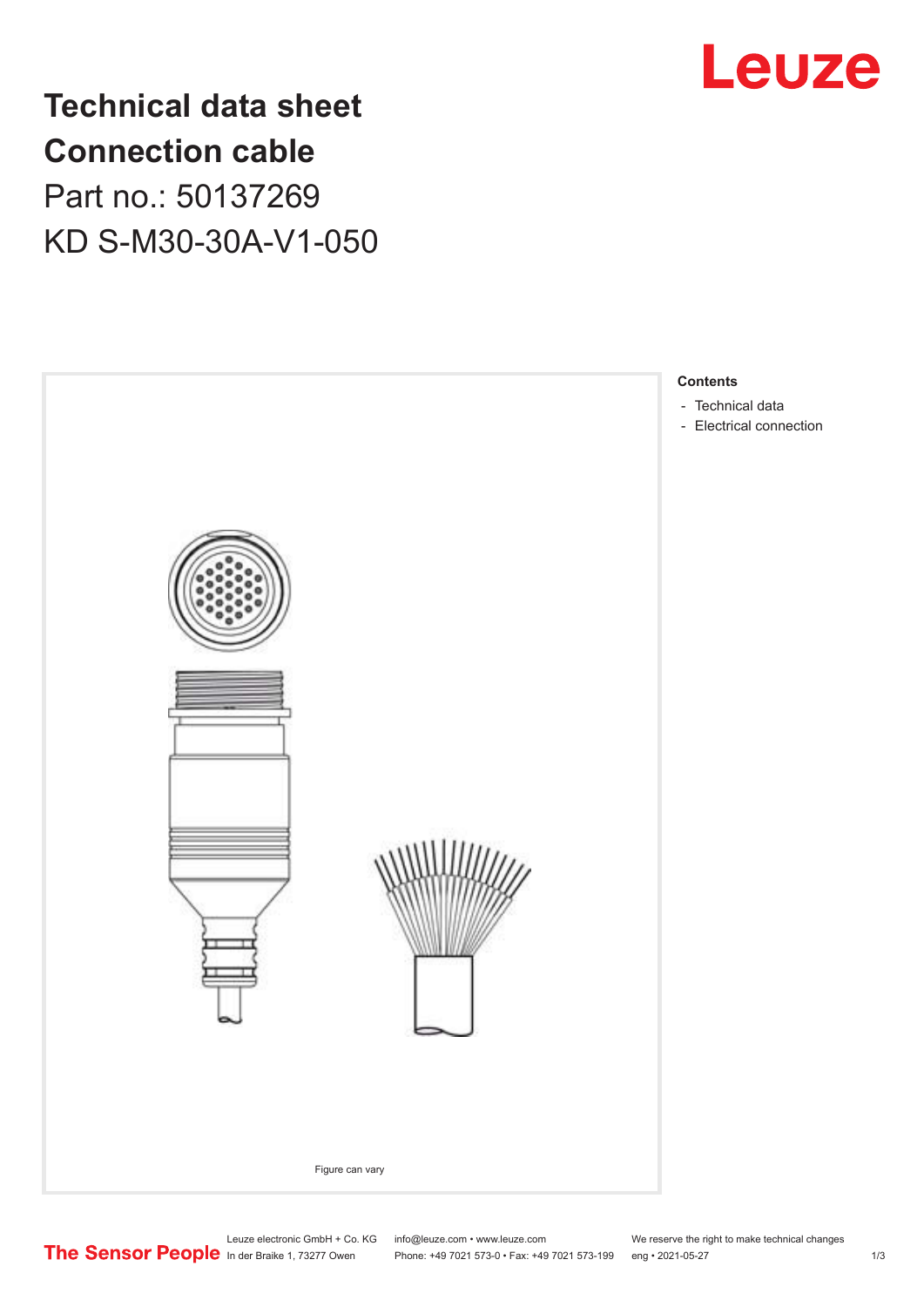# Technical data sheet
# Connection cable

Part no.: 50137269

KD S-M30-30A-V1-050

Figure can vary

**Contents**

- Technical data
- Electrical connection

Leuze electronic GmbH + Co. KG
In der Braike 1, 73277 Owen

info@leuze.com • www.leuze.com
Phone: +49 7021 573-0 • Fax: +49 7021 573-199

We reserve the right to make technical changes
eng • 2021-05-27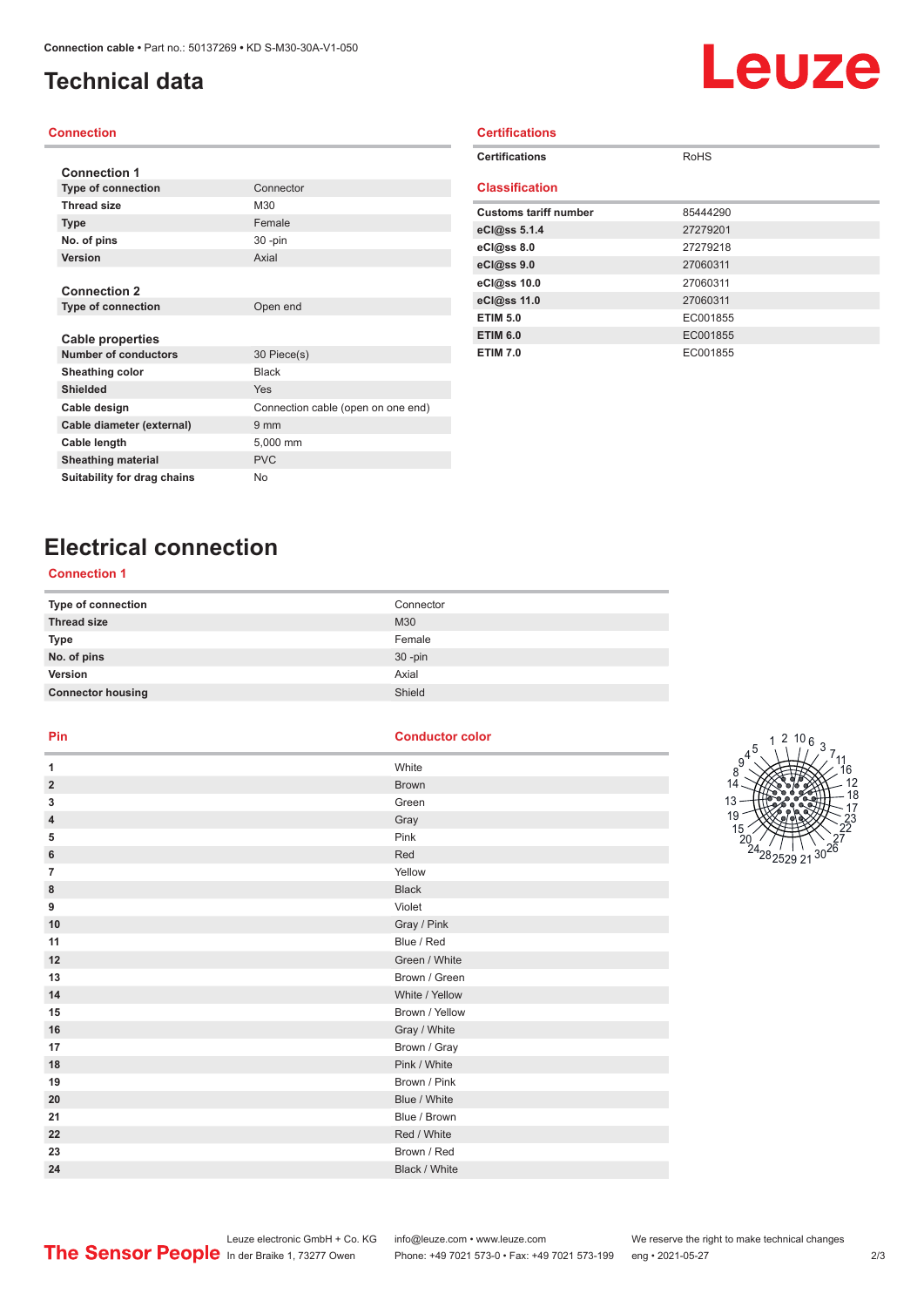# Technical data

## Connection

| Connection 1 | |
|---|---|
| Type of connection | Connector |
| Thread size | M30 |
| Type | Female |
| No. of pins | 30 -pin |
| Version | Axial |

| Connection 2 | |
|---|---|
| Type of connection | Open end |

| Cable properties | |
|---|---|
| Number of conductors | 30 Piece(s) |
| Sheathing color | Black |
| Shielded | Yes |
| Cable design | Connection cable (open on one end) |
| Cable diameter (external) | 9 mm |
| Cable length | 5,000 mm |
| Sheathing material | PVC |
| Suitability for drag chains | No |

## Certifications

| | |
|---|---|
| Certifications | RoHS |

## Classification

| | |
|---|---|
| Customs tariff number | 85444290 |
| eCl@ss 5.1.4 | 27279201 |
| eCl@ss 8.0 | 27279218 |
| eCl@ss 9.0 | 27060311 |
| eCl@ss 10.0 | 27060311 |
| eCl@ss 11.0 | 27060311 |
| ETIM 5.0 | EC001855 |
| ETIM 6.0 | EC001855 |
| ETIM 7.0 | EC001855 |

# Electrical connection

## Connection 1

| | |
|---|---|
| Type of connection | Connector |
| Thread size | M30 |
| Type | Female |
| No. of pins | 30 -pin |
| Version | Axial |
| Connector housing | Shield |

| Pin | Conductor color |
|---|---|
| 1 | White |
| 2 | Brown |
| 3 | Green |
| 4 | Gray |
| 5 | Pink |
| 6 | Red |
| 7 | Yellow |
| 8 | Black |
| 9 | Violet |
| 10 | Gray / Pink |
| 11 | Blue / Red |
| 12 | Green / White |
| 13 | Brown / Green |
| 14 | White / Yellow |
| 15 | Brown / Yellow |
| 16 | Gray / White |
| 17 | Brown / Gray |
| 18 | Pink / White |
| 19 | Brown / Pink |
| 20 | Blue / White |
| 21 | Blue / Brown |
| 22 | Red / White |
| 23 | Brown / Red |
| 24 | Black / White |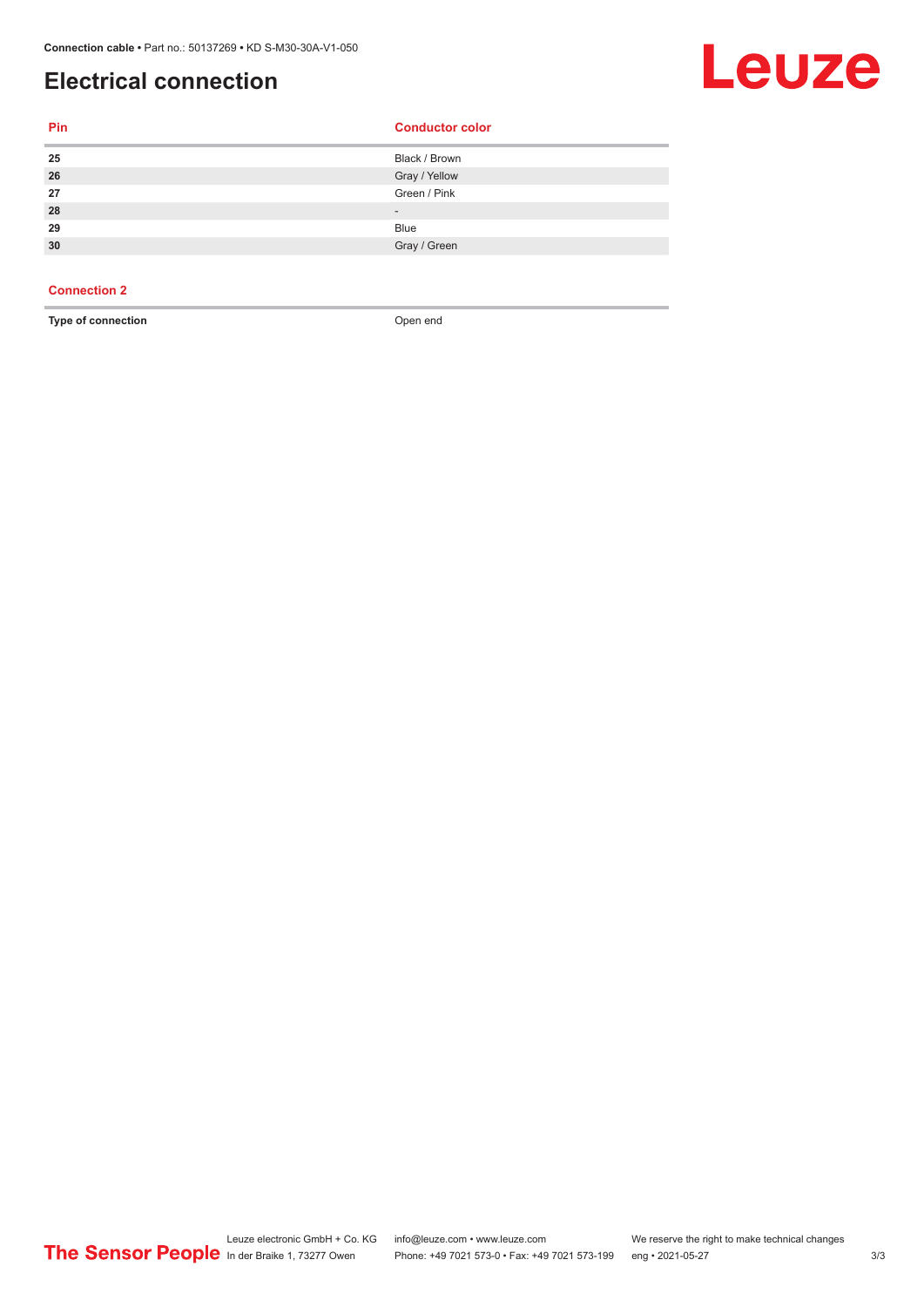## Electrical connection

| Pin | Conductor color |
|---|---|
| 25 | Black / Brown |
| 26 | Gray / Yellow |
| 27 | Green / Pink |
| 28 | - |
| 29 | Blue |
| 30 | Gray / Green |

### Connection 2

| | |
|---|---|
| **Type of connection** | Open end |